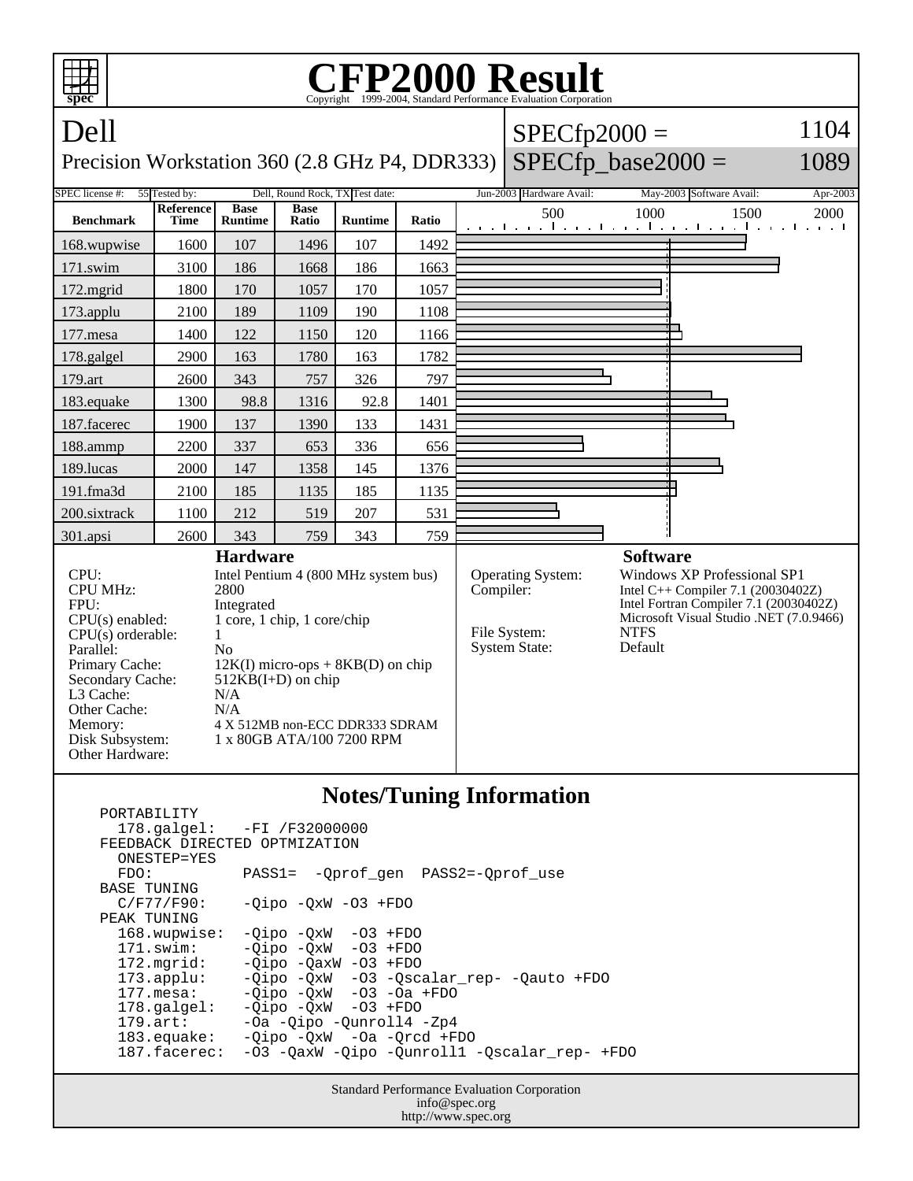# CFP2000 Result

Copyright 1999-2004, Standard Performance Evaluation Corporation

## Dell

Precision Workstation 360 (2.8 GHz P4, DDR333)

SPECfp2000 = 1104

SPECfp_base2000 = 1089

SPEC license #: 55 | Tested by: Dell, Round Rock, TX | Test date: Jun-2003 | Hardware Avail: May-2003 | Software Avail: Apr-2003

| Benchmark | Reference Time | Base Runtime | Base Ratio | Runtime | Ratio |
|---|---|---|---|---|---|
| 168.wupwise | 1600 | 107 | 1496 | 107 | 1492 |
| 171.swim | 3100 | 186 | 1668 | 186 | 1663 |
| 172.mgrid | 1800 | 170 | 1057 | 170 | 1057 |
| 173.applu | 2100 | 189 | 1109 | 190 | 1108 |
| 177.mesa | 1400 | 122 | 1150 | 120 | 1166 |
| 178.galgel | 2900 | 163 | 1780 | 163 | 1782 |
| 179.art | 2600 | 343 | 757 | 326 | 797 |
| 183.equake | 1300 | 98.8 | 1316 | 92.8 | 1401 |
| 187.facerec | 1900 | 137 | 1390 | 133 | 1431 |
| 188.ammp | 2200 | 337 | 653 | 336 | 656 |
| 189.lucas | 2000 | 147 | 1358 | 145 | 1376 |
| 191.fma3d | 2100 | 185 | 1135 | 185 | 1135 |
| 200.sixtrack | 1100 | 212 | 519 | 207 | 531 |
| 301.apsi | 2600 | 343 | 759 | 343 | 759 |

### Hardware

| | |
|---|---|
| CPU: | Intel Pentium 4 (800 MHz system bus) |
| CPU MHz: | 2800 |
| FPU: | Integrated |
| CPU(s) enabled: | 1 core, 1 chip, 1 core/chip |
| CPU(s) orderable: | 1 |
| Parallel: | No |
| Primary Cache: | 12K(I) micro-ops + 8KB(D) on chip |
| Secondary Cache: | 512KB(I+D) on chip |
| L3 Cache: | N/A |
| Other Cache: | N/A |
| Memory: | 4 X 512MB non-ECC DDR333 SDRAM |
| Disk Subsystem: | 1 x 80GB ATA/100 7200 RPM |
| Other Hardware: | |

### Software

| | |
|---|---|
| Operating System: | Windows XP Professional SP1 |
| Compiler: | Intel C++ Compiler 7.1 (20030402Z)<br>Intel Fortran Compiler 7.1 (20030402Z)<br>Microsoft Visual Studio .NET (7.0.9466) |
| File System: | NTFS |
| System State: | Default |

### Notes/Tuning Information

```
PORTABILITY
  178.galgel:   -FI /F32000000
FEEDBACK DIRECTED OPTMIZATION
  ONESTEP=YES
  FDO:          PASS1=  -Qprof_gen  PASS2=-Qprof_use
BASE TUNING
  C/F77/F90:    -Qipo -QxW -O3 +FDO
PEAK TUNING
  168.wupwise:  -Qipo -QxW  -O3 +FDO
  171.swim:     -Qipo -QxW  -O3 +FDO
  172.mgrid:    -Qipo -QaxW -O3 +FDO
  173.applu:    -Qipo -QxW  -O3 -Qscalar_rep- -Qauto +FDO
  177.mesa:     -Qipo -QxW  -O3 -Oa +FDO
  178.galgel:   -Qipo -QxW  -O3 +FDO
  179.art:      -Oa -Qipo -Qunroll4 -Zp4
  183.equake:   -Qipo -QxW  -Oa -Qrcd +FDO
  187.facerec:  -O3 -QaxW -Qipo -Qunroll1 -Qscalar_rep- +FDO
```

Standard Performance Evaluation Corporation
info@spec.org
http://www.spec.org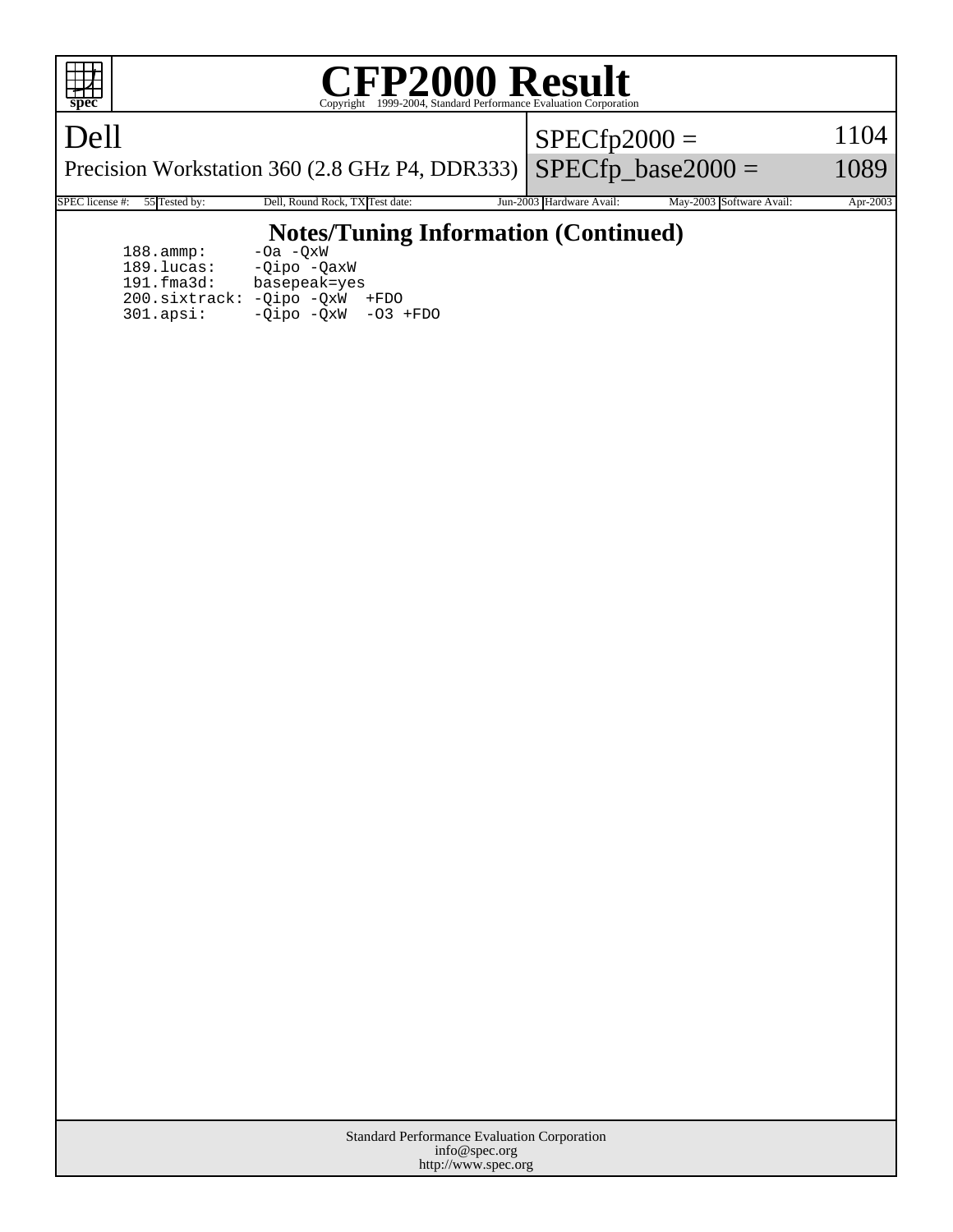# CFP2000 Result

Copyright 1999-2004, Standard Performance Evaluation Corporation

Dell

Precision Workstation 360 (2.8 GHz P4, DDR333)

SPECfp2000 = 1104

SPECfp_base2000 = 1089

| SPEC license #: | 55 | Tested by: | Dell, Round Rock, TX | Test date: | Jun-2003 | Hardware Avail: | May-2003 | Software Avail: | Apr-2003 |
|---|---|---|---|---|---|---|---|---|---|

## Notes/Tuning Information (Continued)

```
188.ammp:      -Oa -QxW
189.lucas:     -Qipo -QaxW
191.fma3d:     basepeak=yes
200.sixtrack: -Qipo -QxW  +FDO
301.apsi:      -Qipo -QxW  -O3 +FDO
```

Standard Performance Evaluation Corporation
info@spec.org
http://www.spec.org